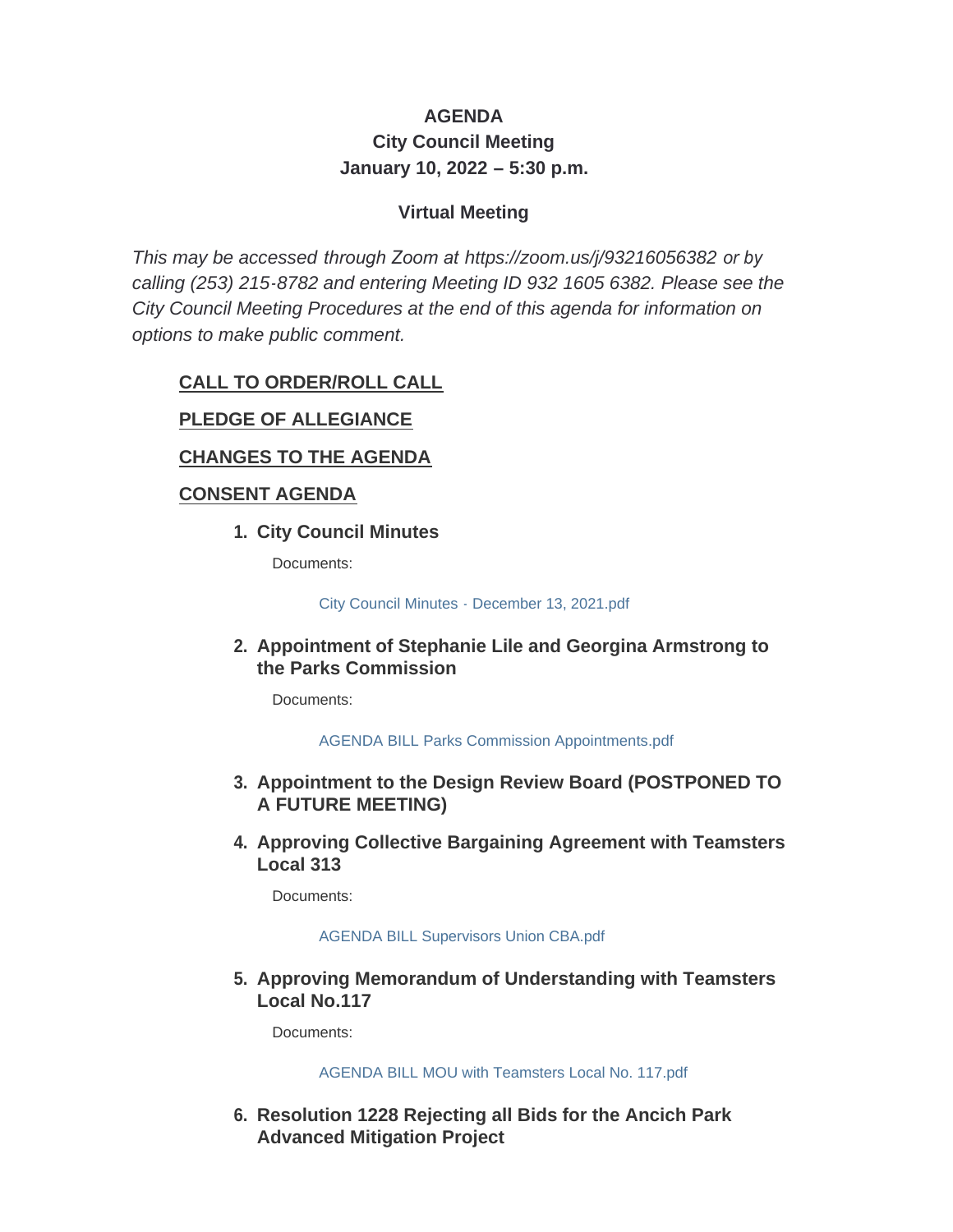**AGENDA**
**City Council Meeting**
**January 10, 2022 – 5:30 p.m.**

**Virtual Meeting**

*This may be accessed through Zoom at https://zoom.us/j/93216056382 or by calling (253) 215-8782 and entering Meeting ID 932 1605 6382. Please see the City Council Meeting Procedures at the end of this agenda for information on options to make public comment.*

## CALL TO ORDER/ROLL CALL

## PLEDGE OF ALLEGIANCE

## CHANGES TO THE AGENDA

## CONSENT AGENDA

1. **City Council Minutes**

   Documents:

   City Council Minutes - December 13, 2021.pdf

2. **Appointment of Stephanie Lile and Georgina Armstrong to the Parks Commission**

   Documents:

   AGENDA BILL Parks Commission Appointments.pdf

3. **Appointment to the Design Review Board (POSTPONED TO A FUTURE MEETING)**

4. **Approving Collective Bargaining Agreement with Teamsters Local 313**

   Documents:

   AGENDA BILL Supervisors Union CBA.pdf

5. **Approving Memorandum of Understanding with Teamsters Local No.117**

   Documents:

   AGENDA BILL MOU with Teamsters Local No. 117.pdf

6. **Resolution 1228 Rejecting all Bids for the Ancich Park Advanced Mitigation Project**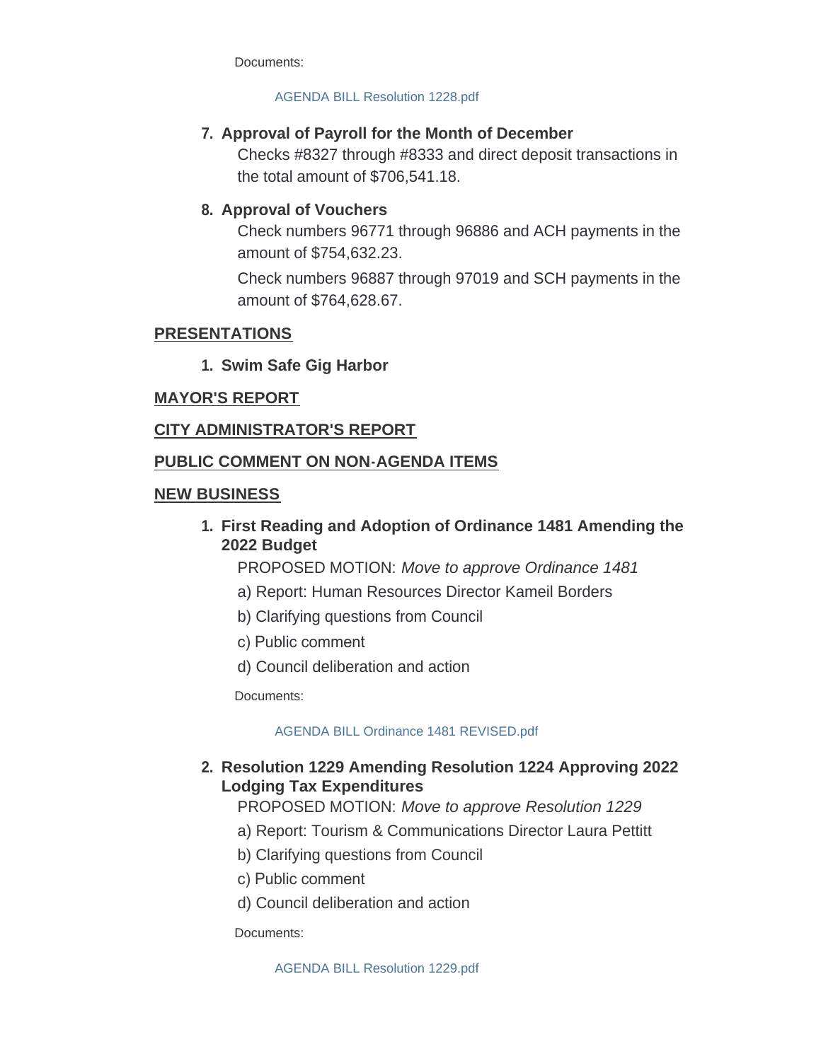Documents:

AGENDA BILL Resolution 1228.pdf

7. **Approval of Payroll for the Month of December**

   Checks #8327 through #8333 and direct deposit transactions in the total amount of $706,541.18.

8. **Approval of Vouchers**

   Check numbers 96771 through 96886 and ACH payments in the amount of $754,632.23.

   Check numbers 96887 through 97019 and SCH payments in the amount of $764,628.67.

## PRESENTATIONS

1. **Swim Safe Gig Harbor**

## MAYOR'S REPORT

## CITY ADMINISTRATOR'S REPORT

## PUBLIC COMMENT ON NON-AGENDA ITEMS

## NEW BUSINESS

1. **First Reading and Adoption of Ordinance 1481 Amending the 2022 Budget**

   PROPOSED MOTION: *Move to approve Ordinance 1481*

   a) Report: Human Resources Director Kameil Borders

   b) Clarifying questions from Council

   c) Public comment

   d) Council deliberation and action

   Documents:

   AGENDA BILL Ordinance 1481 REVISED.pdf

2. **Resolution 1229 Amending Resolution 1224 Approving 2022 Lodging Tax Expenditures**

   PROPOSED MOTION: *Move to approve Resolution 1229*

   a) Report: Tourism & Communications Director Laura Pettitt

   b) Clarifying questions from Council

   c) Public comment

   d) Council deliberation and action

   Documents:

   AGENDA BILL Resolution 1229.pdf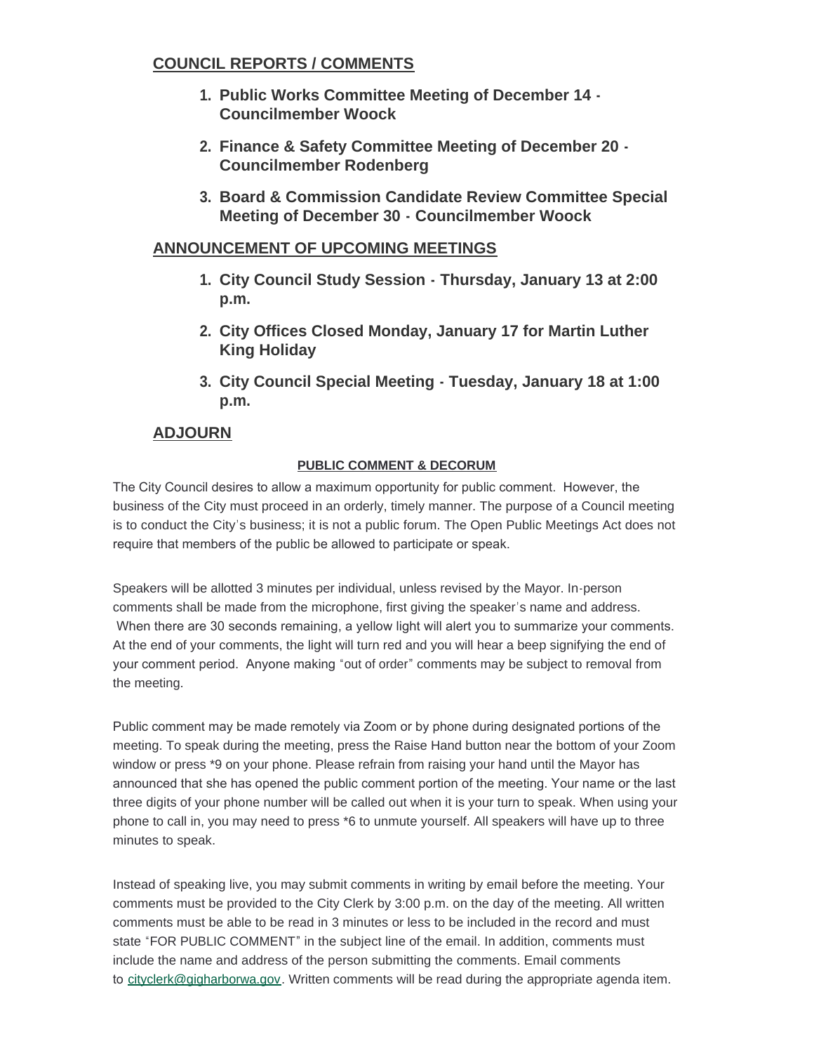## COUNCIL REPORTS / COMMENTS

1. **Public Works Committee Meeting of December 14 - Councilmember Woock**
2. **Finance & Safety Committee Meeting of December 20 - Councilmember Rodenberg**
3. **Board & Commission Candidate Review Committee Special Meeting of December 30 - Councilmember Woock**

## ANNOUNCEMENT OF UPCOMING MEETINGS

1. **City Council Study Session - Thursday, January 13 at 2:00 p.m.**
2. **City Offices Closed Monday, January 17 for Martin Luther King Holiday**
3. **City Council Special Meeting - Tuesday, January 18 at 1:00 p.m.**

## ADJOURN

### PUBLIC COMMENT & DECORUM

The City Council desires to allow a maximum opportunity for public comment. However, the business of the City must proceed in an orderly, timely manner. The purpose of a Council meeting is to conduct the City's business; it is not a public forum. The Open Public Meetings Act does not require that members of the public be allowed to participate or speak.

Speakers will be allotted 3 minutes per individual, unless revised by the Mayor. In-person comments shall be made from the microphone, first giving the speaker's name and address. When there are 30 seconds remaining, a yellow light will alert you to summarize your comments. At the end of your comments, the light will turn red and you will hear a beep signifying the end of your comment period. Anyone making "out of order" comments may be subject to removal from the meeting.

Public comment may be made remotely via Zoom or by phone during designated portions of the meeting. To speak during the meeting, press the Raise Hand button near the bottom of your Zoom window or press *9 on your phone. Please refrain from raising your hand until the Mayor has announced that she has opened the public comment portion of the meeting. Your name or the last three digits of your phone number will be called out when it is your turn to speak. When using your phone to call in, you may need to press *6 to unmute yourself. All speakers will have up to three minutes to speak.

Instead of speaking live, you may submit comments in writing by email before the meeting. Your comments must be provided to the City Clerk by 3:00 p.m. on the day of the meeting. All written comments must be able to be read in 3 minutes or less to be included in the record and must state "FOR PUBLIC COMMENT" in the subject line of the email. In addition, comments must include the name and address of the person submitting the comments. Email comments to cityclerk@gigharborwa.gov. Written comments will be read during the appropriate agenda item.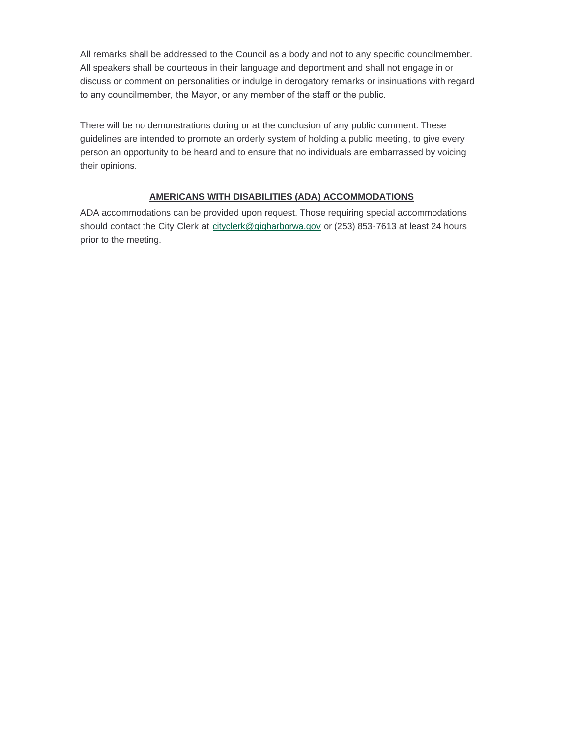All remarks shall be addressed to the Council as a body and not to any specific councilmember. All speakers shall be courteous in their language and deportment and shall not engage in or discuss or comment on personalities or indulge in derogatory remarks or insinuations with regard to any councilmember, the Mayor, or any member of the staff or the public.

There will be no demonstrations during or at the conclusion of any public comment. These guidelines are intended to promote an orderly system of holding a public meeting, to give every person an opportunity to be heard and to ensure that no individuals are embarrassed by voicing their opinions.

## AMERICANS WITH DISABILITIES (ADA) ACCOMMODATIONS

ADA accommodations can be provided upon request. Those requiring special accommodations should contact the City Clerk at cityclerk@gigharborwa.gov or (253) 853-7613 at least 24 hours prior to the meeting.